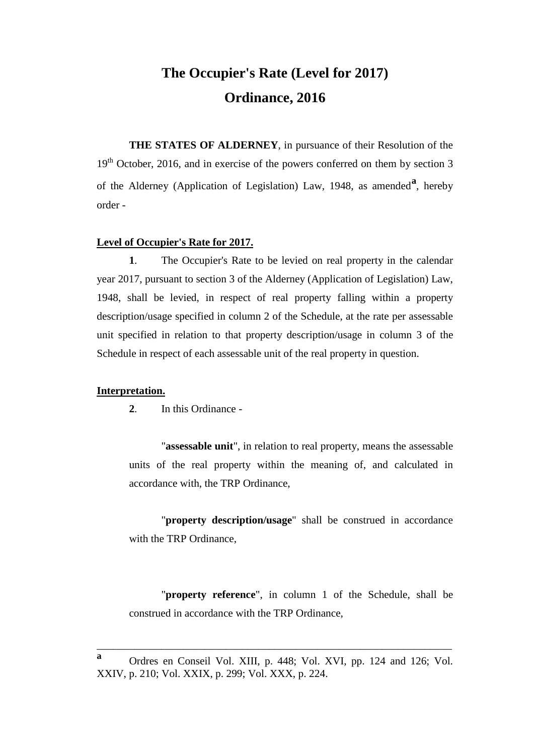# The Occupier's Rate (Level for 2017) Ordinance, 2016

**THE STATES OF ALDERNEY**, in pursuance of their Resolution of the 19th October, 2016, and in exercise of the powers conferred on them by section 3 of the Alderney (Application of Legislation) Law, 1948, as amended[a], hereby order -

**Level of Occupier's Rate for 2017.**

**1**. The Occupier's Rate to be levied on real property in the calendar year 2017, pursuant to section 3 of the Alderney (Application of Legislation) Law, 1948, shall be levied, in respect of real property falling within a property description/usage specified in column 2 of the Schedule, at the rate per assessable unit specified in relation to that property description/usage in column 3 of the Schedule in respect of each assessable unit of the real property in question.

**Interpretation.**

**2**. In this Ordinance -

"**assessable unit**", in relation to real property, means the assessable units of the real property within the meaning of, and calculated in accordance with, the TRP Ordinance,

"**property description/usage**" shall be construed in accordance with the TRP Ordinance,

"**property reference**", in column 1 of the Schedule, shall be construed in accordance with the TRP Ordinance,

---

[a] Ordres en Conseil Vol. XIII, p. 448; Vol. XVI, pp. 124 and 126; Vol. XXIV, p. 210; Vol. XXIX, p. 299; Vol. XXX, p. 224.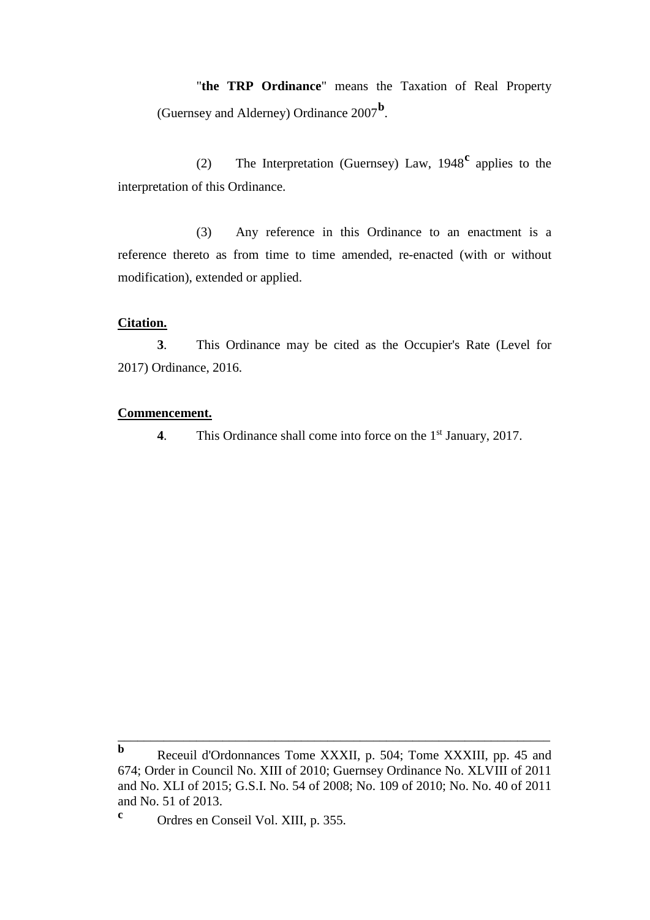"**the TRP Ordinance**" means the Taxation of Real Property (Guernsey and Alderney) Ordinance 2007[b].

(2) The Interpretation (Guernsey) Law, 1948[c] applies to the interpretation of this Ordinance.

(3) Any reference in this Ordinance to an enactment is a reference thereto as from time to time amended, re-enacted (with or without modification), extended or applied.

**Citation.**

**3**. This Ordinance may be cited as the Occupier's Rate (Level for 2017) Ordinance, 2016.

**Commencement.**

**4**. This Ordinance shall come into force on the 1st January, 2017.

---

**b** Receuil d'Ordonnances Tome XXXII, p. 504; Tome XXXIII, pp. 45 and 674; Order in Council No. XIII of 2010; Guernsey Ordinance No. XLVIII of 2011 and No. XLI of 2015; G.S.I. No. 54 of 2008; No. 109 of 2010; No. No. 40 of 2011 and No. 51 of 2013.

**c** Ordres en Conseil Vol. XIII, p. 355.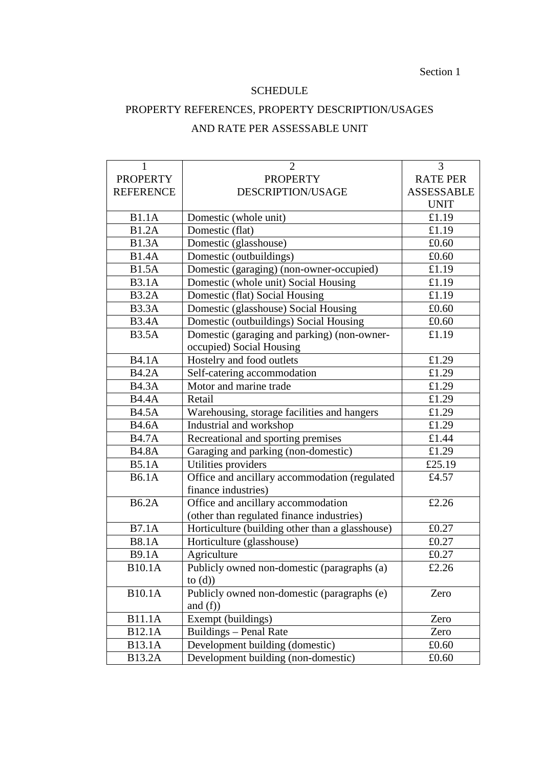Section 1

SCHEDULE

PROPERTY REFERENCES, PROPERTY DESCRIPTION/USAGES

AND RATE PER ASSESSABLE UNIT

| 1<br>PROPERTY REFERENCE | 2<br>PROPERTY DESCRIPTION/USAGE | 3<br>RATE PER ASSESSABLE UNIT |
|---|---|---|
| B1.1A | Domestic (whole unit) | £1.19 |
| B1.2A | Domestic (flat) | £1.19 |
| B1.3A | Domestic (glasshouse) | £0.60 |
| B1.4A | Domestic (outbuildings) | £0.60 |
| B1.5A | Domestic (garaging) (non-owner-occupied) | £1.19 |
| B3.1A | Domestic (whole unit) Social Housing | £1.19 |
| B3.2A | Domestic (flat) Social Housing | £1.19 |
| B3.3A | Domestic (glasshouse) Social Housing | £0.60 |
| B3.4A | Domestic (outbuildings) Social Housing | £0.60 |
| B3.5A | Domestic (garaging and parking) (non-owner-occupied) Social Housing | £1.19 |
| B4.1A | Hostelry and food outlets | £1.29 |
| B4.2A | Self-catering accommodation | £1.29 |
| B4.3A | Motor and marine trade | £1.29 |
| B4.4A | Retail | £1.29 |
| B4.5A | Warehousing, storage facilities and hangers | £1.29 |
| B4.6A | Industrial and workshop | £1.29 |
| B4.7A | Recreational and sporting premises | £1.44 |
| B4.8A | Garaging and parking (non-domestic) | £1.29 |
| B5.1A | Utilities providers | £25.19 |
| B6.1A | Office and ancillary accommodation (regulated finance industries) | £4.57 |
| B6.2A | Office and ancillary accommodation (other than regulated finance industries) | £2.26 |
| B7.1A | Horticulture (building other than a glasshouse) | £0.27 |
| B8.1A | Horticulture (glasshouse) | £0.27 |
| B9.1A | Agriculture | £0.27 |
| B10.1A | Publicly owned non-domestic (paragraphs (a) to (d)) | £2.26 |
| B10.1A | Publicly owned non-domestic (paragraphs (e) and (f)) | Zero |
| B11.1A | Exempt (buildings) | Zero |
| B12.1A | Buildings – Penal Rate | Zero |
| B13.1A | Development building (domestic) | £0.60 |
| B13.2A | Development building (non-domestic) | £0.60 |